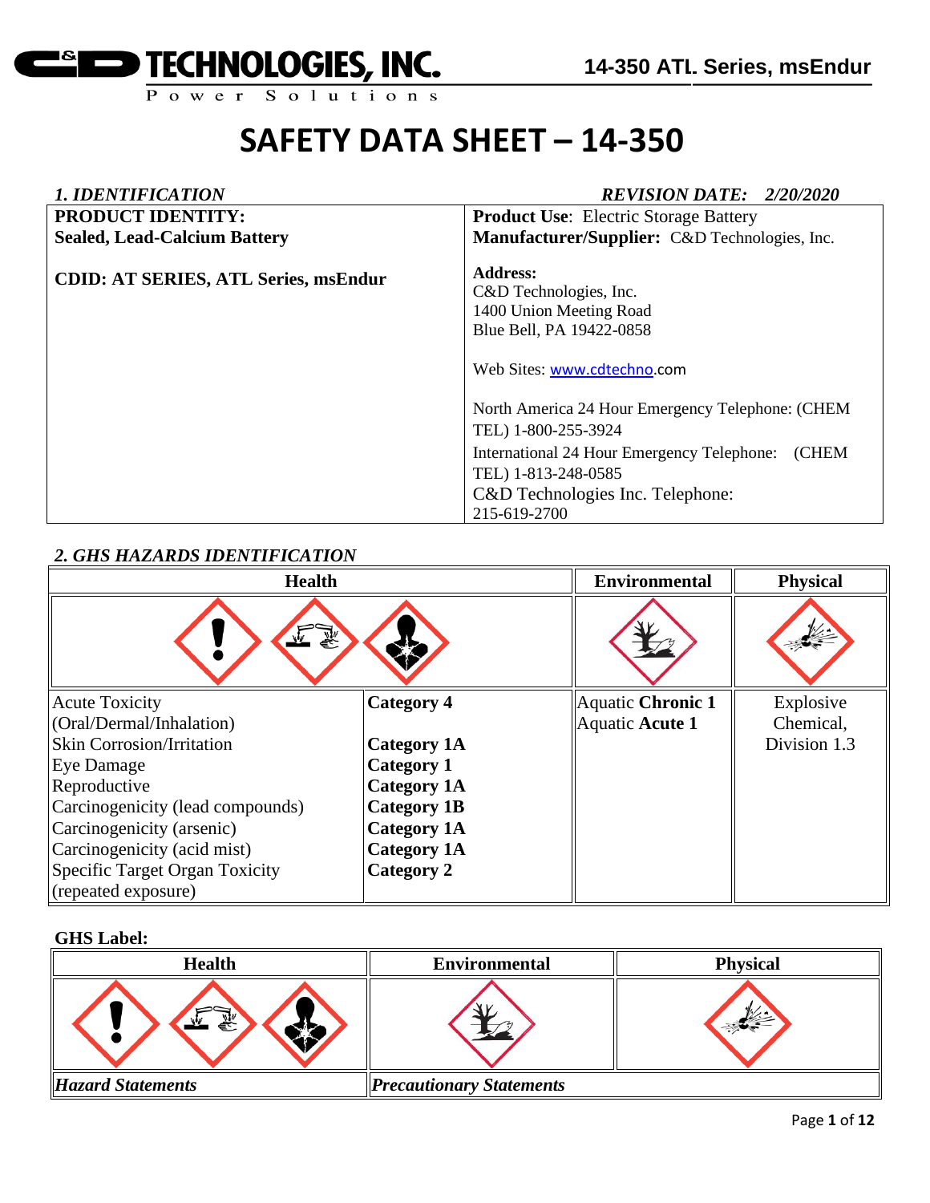# SAFETY DATA SHEET – 14-350

## *1. IDENTIFICATION*

*REVISION DATE: 2/20/2020*

| **PRODUCT IDENTITY:** **Sealed, Lead-Calcium Battery** **CDID: AT SERIES, ATL Series, msEndur** | **Product Use**: Electric Storage Battery **Manufacturer/Supplier:** C&D Technologies, Inc. **Address:** C&D Technologies, Inc. 1400 Union Meeting Road Blue Bell, PA 19422-0858 Web Sites: www.cdtechno.com North America 24 Hour Emergency Telephone: (CHEM TEL) 1-800-255-3924 International 24 Hour Emergency Telephone: (CHEM TEL) 1-813-248-0585 C&D Technologies Inc. Telephone: 215-619-2700 |
|---|---|

## *2. GHS HAZARDS IDENTIFICATION*

| **Health** | | **Environmental** | **Physical** |
|---|---|---|---|
| Acute Toxicity (Oral/Dermal/Inhalation) | **Category 4** | Aquatic **Chronic 1** | Explosive Chemical, Division 1.3 |
| Skin Corrosion/Irritation | **Category 1A** | Aquatic **Acute 1** | |
| Eye Damage | **Category 1** | | |
| Reproductive | **Category 1A** | | |
| Carcinogenicity (lead compounds) | **Category 1B** | | |
| Carcinogenicity (arsenic) | **Category 1A** | | |
| Carcinogenicity (acid mist) | **Category 1A** | | |
| Specific Target Organ Toxicity (repeated exposure) | **Category 2** | | |

**GHS Label:**

| **Health** | **Environmental** | **Physical** |
|---|---|---|
| ***Hazard Statements*** | ***Precautionary Statements*** | |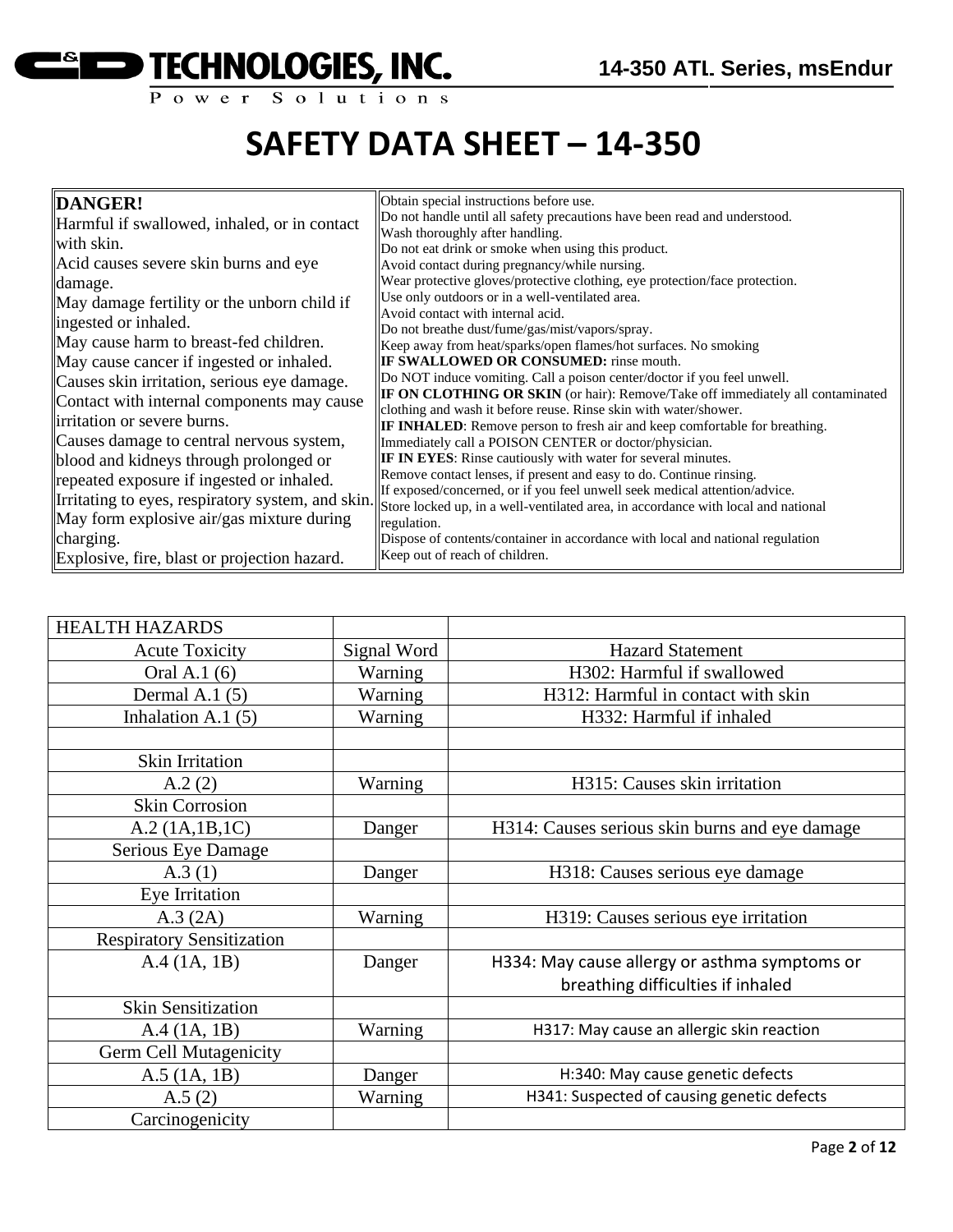# SAFETY DATA SHEET – 14-350

| **DANGER!**<br>Harmful if swallowed, inhaled, or in contact with skin.<br>Acid causes severe skin burns and eye damage.<br>May damage fertility or the unborn child if ingested or inhaled.<br>May cause harm to breast-fed children.<br>May cause cancer if ingested or inhaled.<br>Causes skin irritation, serious eye damage.<br>Contact with internal components may cause irritation or severe burns.<br>Causes damage to central nervous system, blood and kidneys through prolonged or repeated exposure if ingested or inhaled.<br>Irritating to eyes, respiratory system, and skin.<br>May form explosive air/gas mixture during charging.<br>Explosive, fire, blast or projection hazard. | Obtain special instructions before use.<br>Do not handle until all safety precautions have been read and understood.<br>Wash thoroughly after handling.<br>Do not eat drink or smoke when using this product.<br>Avoid contact during pregnancy/while nursing.<br>Wear protective gloves/protective clothing, eye protection/face protection.<br>Use only outdoors or in a well-ventilated area.<br>Avoid contact with internal acid.<br>Do not breathe dust/fume/gas/mist/vapors/spray.<br>Keep away from heat/sparks/open flames/hot surfaces. No smoking<br>**IF SWALLOWED OR CONSUMED:** rinse mouth.<br>Do NOT induce vomiting. Call a poison center/doctor if you feel unwell.<br>**IF ON CLOTHING OR SKIN** (or hair): Remove/Take off immediately all contaminated clothing and wash it before reuse. Rinse skin with water/shower.<br>**IF INHALED**: Remove person to fresh air and keep comfortable for breathing.<br>Immediately call a POISON CENTER or doctor/physician.<br>**IF IN EYES**: Rinse cautiously with water for several minutes.<br>Remove contact lenses, if present and easy to do. Continue rinsing.<br>If exposed/concerned, or if you feel unwell seek medical attention/advice.<br>Store locked up, in a well-ventilated area, in accordance with local and national regulation.<br>Dispose of contents/container in accordance with local and national regulation<br>Keep out of reach of children. |
|---|---|

| HEALTH HAZARDS | | |
|---|---|---|
| Acute Toxicity | Signal Word | Hazard Statement |
| Oral A.1 (6) | Warning | H302: Harmful if swallowed |
| Dermal A.1 (5) | Warning | H312: Harmful in contact with skin |
| Inhalation A.1 (5) | Warning | H332: Harmful if inhaled |
| | | |
| Skin Irritation | | |
| A.2 (2) | Warning | H315: Causes skin irritation |
| Skin Corrosion | | |
| A.2 (1A,1B,1C) | Danger | H314: Causes serious skin burns and eye damage |
| Serious Eye Damage | | |
| A.3 (1) | Danger | H318: Causes serious eye damage |
| Eye Irritation | | |
| A.3 (2A) | Warning | H319: Causes serious eye irritation |
| Respiratory Sensitization | | |
| A.4 (1A, 1B) | Danger | H334: May cause allergy or asthma symptoms or breathing difficulties if inhaled |
| Skin Sensitization | | |
| A.4 (1A, 1B) | Warning | H317: May cause an allergic skin reaction |
| Germ Cell Mutagenicity | | |
| A.5 (1A, 1B) | Danger | H:340: May cause genetic defects |
| A.5 (2) | Warning | H341: Suspected of causing genetic defects |
| Carcinogenicity | | |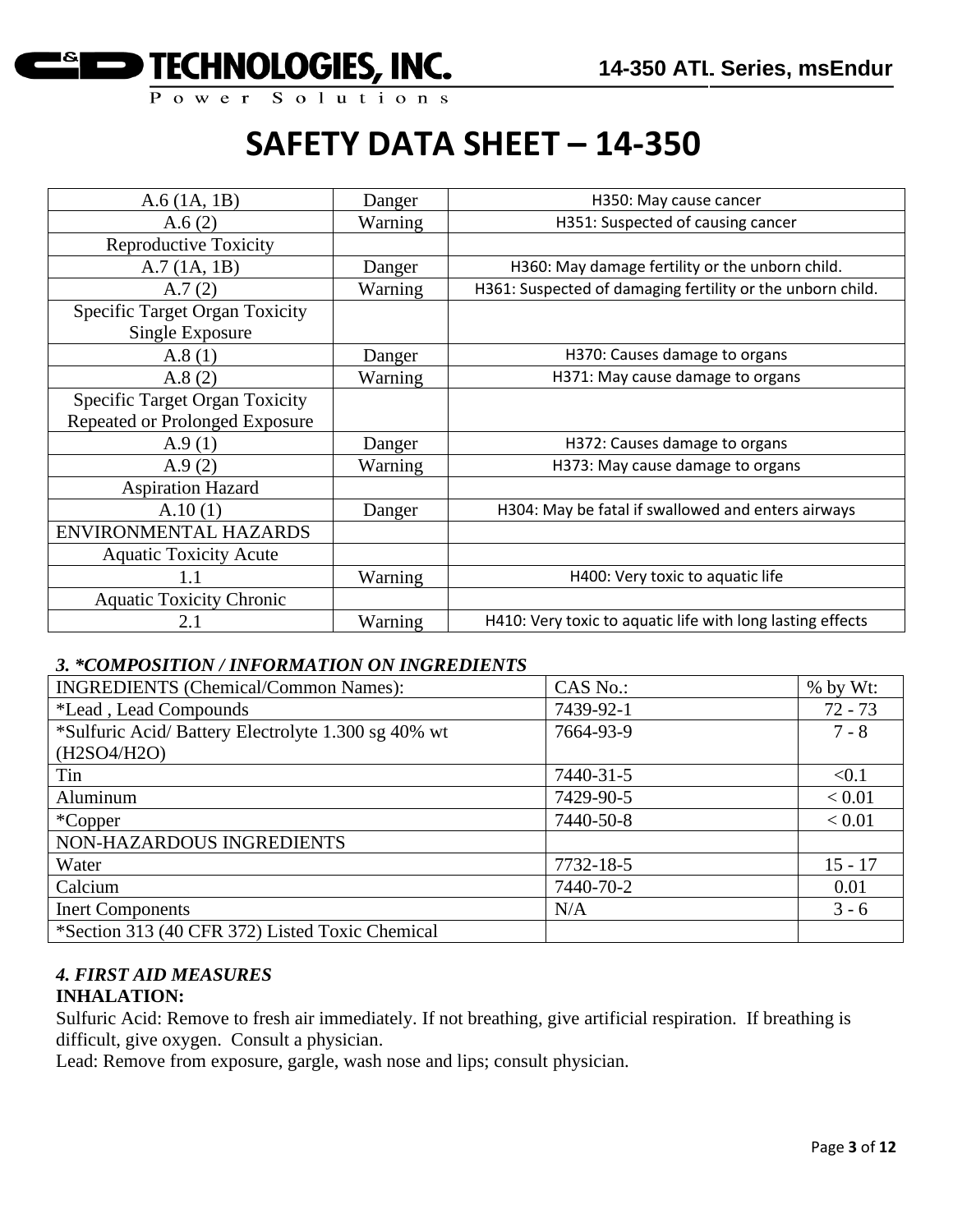# SAFETY DATA SHEET – 14-350

| | | |
|---|---|---|
| A.6 (1A, 1B) | Danger | H350: May cause cancer |
| A.6 (2) | Warning | H351: Suspected of causing cancer |
| Reproductive Toxicity | | |
| A.7 (1A, 1B) | Danger | H360: May damage fertility or the unborn child. |
| A.7 (2) | Warning | H361: Suspected of damaging fertility or the unborn child. |
| Specific Target Organ Toxicity Single Exposure | | |
| A.8 (1) | Danger | H370: Causes damage to organs |
| A.8 (2) | Warning | H371: May cause damage to organs |
| Specific Target Organ Toxicity Repeated or Prolonged Exposure | | |
| A.9 (1) | Danger | H372: Causes damage to organs |
| A.9 (2) | Warning | H373: May cause damage to organs |
| Aspiration Hazard | | |
| A.10 (1) | Danger | H304: May be fatal if swallowed and enters airways |
| ENVIRONMENTAL HAZARDS | | |
| Aquatic Toxicity Acute | | |
| 1.1 | Warning | H400: Very toxic to aquatic life |
| Aquatic Toxicity Chronic | | |
| 2.1 | Warning | H410: Very toxic to aquatic life with long lasting effects |

### *3. *COMPOSITION / INFORMATION ON INGREDIENTS*

| INGREDIENTS (Chemical/Common Names): | CAS No.: | % by Wt: |
|---|---|---|
| *Lead , Lead Compounds | 7439-92-1 | 72 - 73 |
| *Sulfuric Acid/ Battery Electrolyte 1.300 sg 40% wt ($H_2SO_4/H_2O$) | 7664-93-9 | 7 - 8 |
| Tin | 7440-31-5 | <0.1 |
| Aluminum | 7429-90-5 | < 0.01 |
| *Copper | 7440-50-8 | < 0.01 |
| NON-HAZARDOUS INGREDIENTS | | |
| Water | 7732-18-5 | 15 - 17 |
| Calcium | 7440-70-2 | 0.01 |
| Inert Components | N/A | 3 - 6 |
| *Section 313 (40 CFR 372) Listed Toxic Chemical | | |

### *4. FIRST AID MEASURES*

**INHALATION:**

Sulfuric Acid: Remove to fresh air immediately. If not breathing, give artificial respiration. If breathing is difficult, give oxygen. Consult a physician.

Lead: Remove from exposure, gargle, wash nose and lips; consult physician.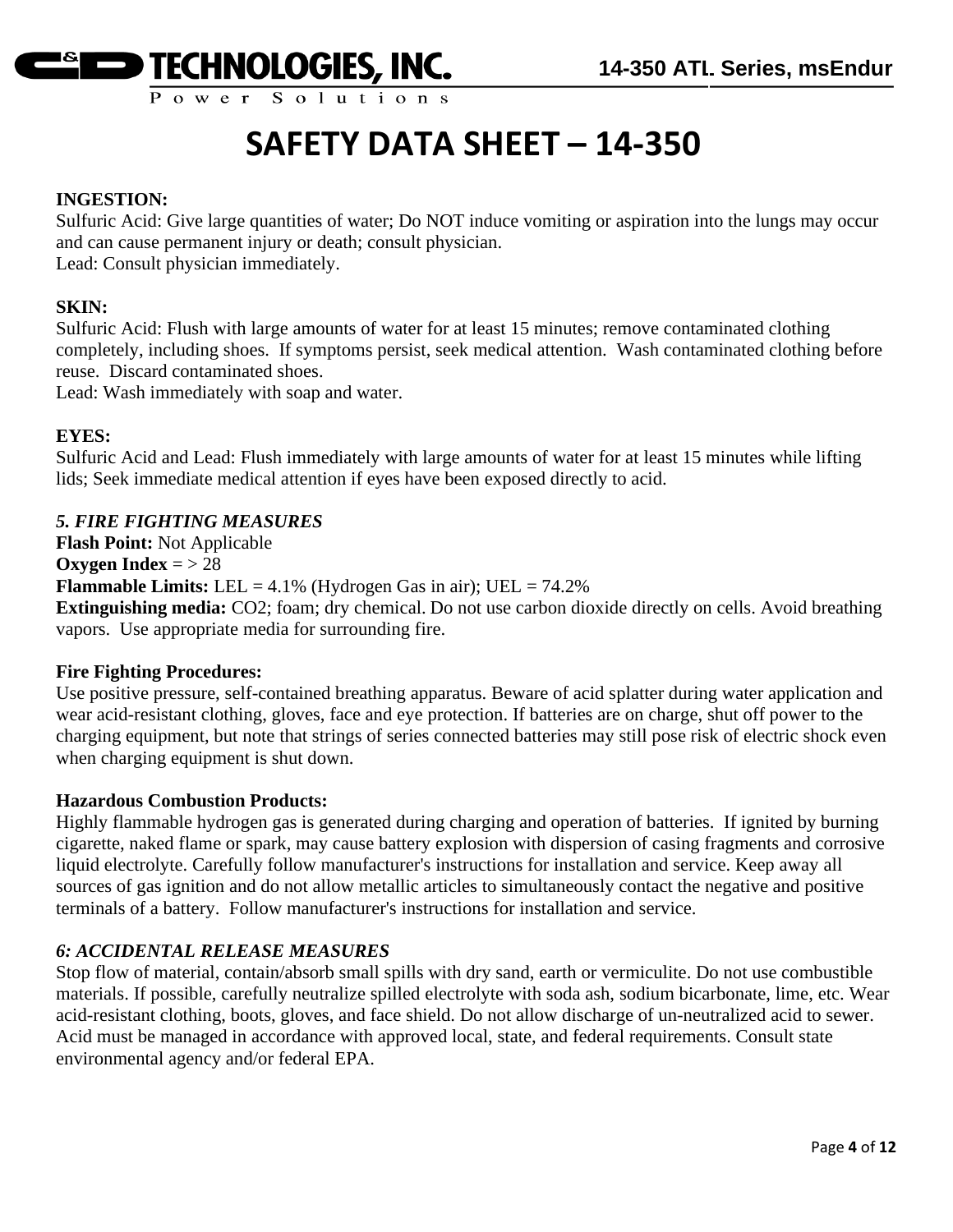# SAFETY DATA SHEET – 14-350

**INGESTION:**
Sulfuric Acid: Give large quantities of water; Do NOT induce vomiting or aspiration into the lungs may occur and can cause permanent injury or death; consult physician.
Lead: Consult physician immediately.

**SKIN:**
Sulfuric Acid: Flush with large amounts of water for at least 15 minutes; remove contaminated clothing completely, including shoes. If symptoms persist, seek medical attention. Wash contaminated clothing before reuse. Discard contaminated shoes.
Lead: Wash immediately with soap and water.

**EYES:**
Sulfuric Acid and Lead: Flush immediately with large amounts of water for at least 15 minutes while lifting lids; Seek immediate medical attention if eyes have been exposed directly to acid.

### *5. FIRE FIGHTING MEASURES*

**Flash Point:** Not Applicable
**Oxygen Index** = > 28
**Flammable Limits:** LEL = 4.1% (Hydrogen Gas in air); UEL = 74.2%
**Extinguishing media:** CO2; foam; dry chemical. Do not use carbon dioxide directly on cells. Avoid breathing vapors. Use appropriate media for surrounding fire.

**Fire Fighting Procedures:**
Use positive pressure, self-contained breathing apparatus. Beware of acid splatter during water application and wear acid-resistant clothing, gloves, face and eye protection. If batteries are on charge, shut off power to the charging equipment, but note that strings of series connected batteries may still pose risk of electric shock even when charging equipment is shut down.

**Hazardous Combustion Products:**
Highly flammable hydrogen gas is generated during charging and operation of batteries. If ignited by burning cigarette, naked flame or spark, may cause battery explosion with dispersion of casing fragments and corrosive liquid electrolyte. Carefully follow manufacturer's instructions for installation and service. Keep away all sources of gas ignition and do not allow metallic articles to simultaneously contact the negative and positive terminals of a battery. Follow manufacturer's instructions for installation and service.

### *6: ACCIDENTAL RELEASE MEASURES*

Stop flow of material, contain/absorb small spills with dry sand, earth or vermiculite. Do not use combustible materials. If possible, carefully neutralize spilled electrolyte with soda ash, sodium bicarbonate, lime, etc. Wear acid-resistant clothing, boots, gloves, and face shield. Do not allow discharge of un-neutralized acid to sewer. Acid must be managed in accordance with approved local, state, and federal requirements. Consult state environmental agency and/or federal EPA.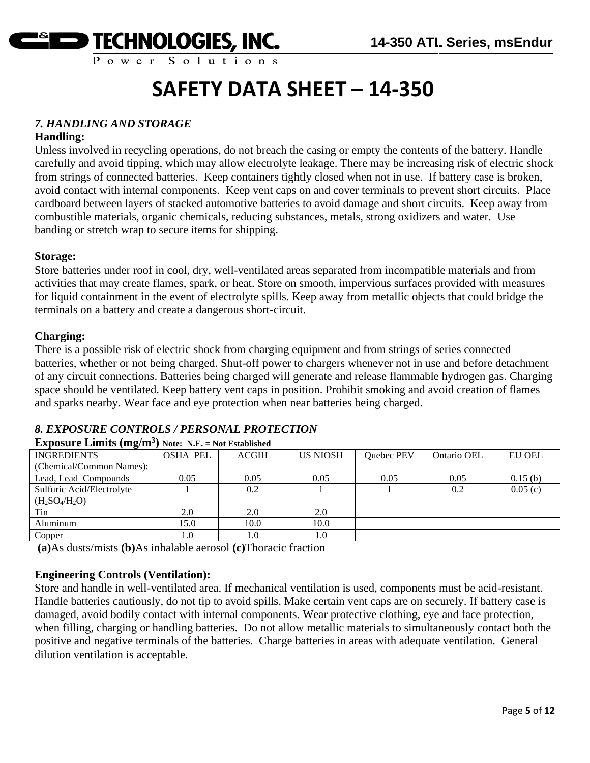# SAFETY DATA SHEET – 14-350

### *7. HANDLING AND STORAGE*

**Handling:**

Unless involved in recycling operations, do not breach the casing or empty the contents of the battery. Handle carefully and avoid tipping, which may allow electrolyte leakage. There may be increasing risk of electric shock from strings of connected batteries. Keep containers tightly closed when not in use. If battery case is broken, avoid contact with internal components. Keep vent caps on and cover terminals to prevent short circuits. Place cardboard between layers of stacked automotive batteries to avoid damage and short circuits. Keep away from combustible materials, organic chemicals, reducing substances, metals, strong oxidizers and water. Use banding or stretch wrap to secure items for shipping.

**Storage:**

Store batteries under roof in cool, dry, well-ventilated areas separated from incompatible materials and from activities that may create flames, spark, or heat. Store on smooth, impervious surfaces provided with measures for liquid containment in the event of electrolyte spills. Keep away from metallic objects that could bridge the terminals on a battery and create a dangerous short-circuit.

**Charging:**

There is a possible risk of electric shock from charging equipment and from strings of series connected batteries, whether or not being charged. Shut-off power to chargers whenever not in use and before detachment of any circuit connections. Batteries being charged will generate and release flammable hydrogen gas. Charging space should be ventilated. Keep battery vent caps in position. Prohibit smoking and avoid creation of flames and sparks nearby. Wear face and eye protection when near batteries being charged.

### *8. EXPOSURE CONTROLS / PERSONAL PROTECTION*

**Exposure Limits ($mg/m^3$)** **Note: N.E. = Not Established**

| INGREDIENTS (Chemical/Common Names): | OSHA PEL | ACGIH | US NIOSH | Quebec PEV | Ontario OEL | EU OEL |
|---|---|---|---|---|---|---|
| Lead, Lead Compounds | 0.05 | 0.05 | 0.05 | 0.05 | 0.05 | 0.15 (b) |
| Sulfuric Acid/Electrolyte ($H_2SO_4/H_2O$) | 1 | 0.2 | 1 | 1 | 0.2 | 0.05 (c) |
| Tin | 2.0 | 2.0 | 2.0 | | | |
| Aluminum | 15.0 | 10.0 | 10.0 | | | |
| Copper | 1.0 | 1.0 | 1.0 | | | |

**(a)**As dusts/mists **(b)**As inhalable aerosol **(c)**Thoracic fraction

**Engineering Controls (Ventilation):**

Store and handle in well-ventilated area. If mechanical ventilation is used, components must be acid-resistant. Handle batteries cautiously, do not tip to avoid spills. Make certain vent caps are on securely. If battery case is damaged, avoid bodily contact with internal components. Wear protective clothing, eye and face protection, when filling, charging or handling batteries. Do not allow metallic materials to simultaneously contact both the positive and negative terminals of the batteries. Charge batteries in areas with adequate ventilation. General dilution ventilation is acceptable.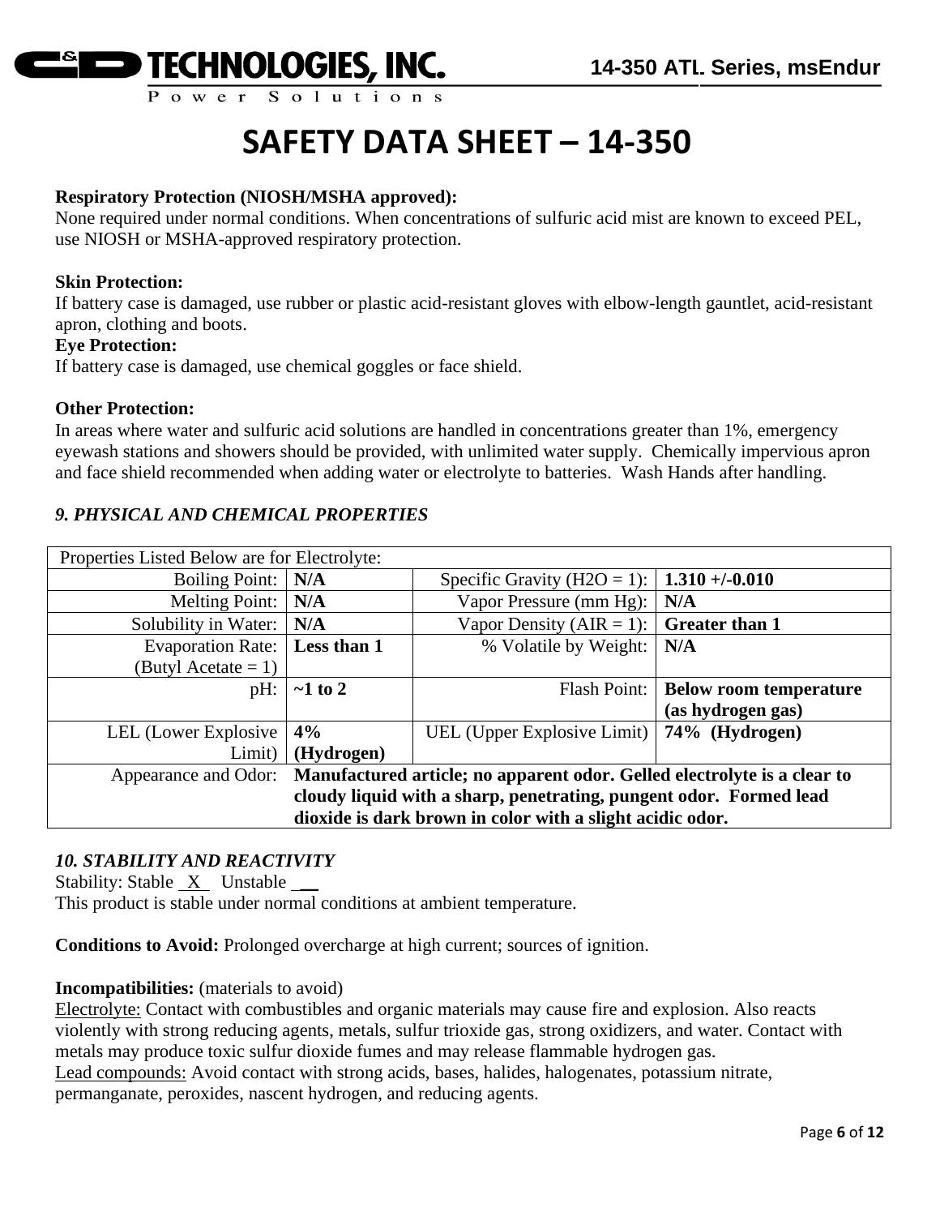# SAFETY DATA SHEET – 14-350

**Respiratory Protection (NIOSH/MSHA approved):**
None required under normal conditions. When concentrations of sulfuric acid mist are known to exceed PEL, use NIOSH or MSHA-approved respiratory protection.

**Skin Protection:**
If battery case is damaged, use rubber or plastic acid-resistant gloves with elbow-length gauntlet, acid-resistant apron, clothing and boots.

**Eye Protection:**
If battery case is damaged, use chemical goggles or face shield.

**Other Protection:**
In areas where water and sulfuric acid solutions are handled in concentrations greater than 1%, emergency eyewash stations and showers should be provided, with unlimited water supply. Chemically impervious apron and face shield recommended when adding water or electrolyte to batteries. Wash Hands after handling.

## *9. PHYSICAL AND CHEMICAL PROPERTIES*

| Properties Listed Below are for Electrolyte: | | | |
|---|---|---|---|
| Boiling Point: | **N/A** | Specific Gravity ($H_2O$ = 1): | **1.310 +/-0.010** |
| Melting Point: | **N/A** | Vapor Pressure (mm Hg): | **N/A** |
| Solubility in Water: | **N/A** | Vapor Density (AIR = 1): | **Greater than 1** |
| Evaporation Rate: (Butyl Acetate = 1) | **Less than 1** | % Volatile by Weight: | **N/A** |
| pH: | **~1 to 2** | Flash Point: | **Below room temperature (as hydrogen gas)** |
| LEL (Lower Explosive Limit) | **4% (Hydrogen)** | UEL (Upper Explosive Limit) | **74% (Hydrogen)** |
| Appearance and Odor: | **Manufactured article; no apparent odor. Gelled electrolyte is a clear to cloudy liquid with a sharp, penetrating, pungent odor. Formed lead dioxide is dark brown in color with a slight acidic odor.** | | |

## *10. STABILITY AND REACTIVITY*

Stability: Stable _X_ Unstable __
This product is stable under normal conditions at ambient temperature.

**Conditions to Avoid:** Prolonged overcharge at high current; sources of ignition.

**Incompatibilities:** (materials to avoid)
Electrolyte: Contact with combustibles and organic materials may cause fire and explosion. Also reacts violently with strong reducing agents, metals, sulfur trioxide gas, strong oxidizers, and water. Contact with metals may produce toxic sulfur dioxide fumes and may release flammable hydrogen gas.
Lead compounds: Avoid contact with strong acids, bases, halides, halogenates, potassium nitrate, permanganate, peroxides, nascent hydrogen, and reducing agents.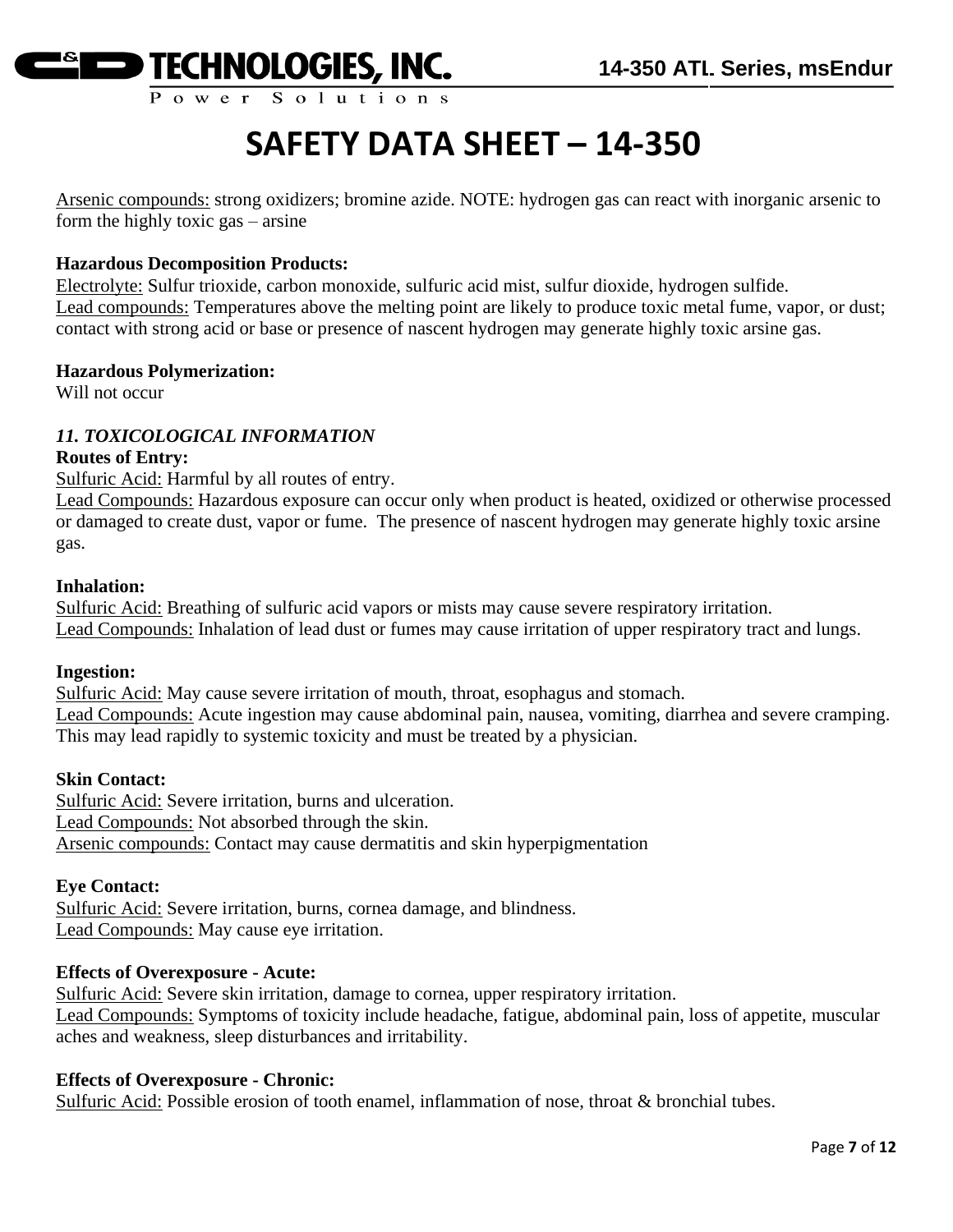# SAFETY DATA SHEET – 14-350

Arsenic compounds: strong oxidizers; bromine azide. NOTE: hydrogen gas can react with inorganic arsenic to form the highly toxic gas – arsine

**Hazardous Decomposition Products:**
Electrolyte: Sulfur trioxide, carbon monoxide, sulfuric acid mist, sulfur dioxide, hydrogen sulfide.
Lead compounds: Temperatures above the melting point are likely to produce toxic metal fume, vapor, or dust; contact with strong acid or base or presence of nascent hydrogen may generate highly toxic arsine gas.

**Hazardous Polymerization:**
Will not occur

### *11. TOXICOLOGICAL INFORMATION*

**Routes of Entry:**
Sulfuric Acid: Harmful by all routes of entry.
Lead Compounds: Hazardous exposure can occur only when product is heated, oxidized or otherwise processed or damaged to create dust, vapor or fume. The presence of nascent hydrogen may generate highly toxic arsine gas.

**Inhalation:**
Sulfuric Acid: Breathing of sulfuric acid vapors or mists may cause severe respiratory irritation.
Lead Compounds: Inhalation of lead dust or fumes may cause irritation of upper respiratory tract and lungs.

**Ingestion:**
Sulfuric Acid: May cause severe irritation of mouth, throat, esophagus and stomach.
Lead Compounds: Acute ingestion may cause abdominal pain, nausea, vomiting, diarrhea and severe cramping. This may lead rapidly to systemic toxicity and must be treated by a physician.

**Skin Contact:**
Sulfuric Acid: Severe irritation, burns and ulceration.
Lead Compounds: Not absorbed through the skin.
Arsenic compounds: Contact may cause dermatitis and skin hyperpigmentation

**Eye Contact:**
Sulfuric Acid: Severe irritation, burns, cornea damage, and blindness.
Lead Compounds: May cause eye irritation.

**Effects of Overexposure - Acute:**
Sulfuric Acid: Severe skin irritation, damage to cornea, upper respiratory irritation.
Lead Compounds: Symptoms of toxicity include headache, fatigue, abdominal pain, loss of appetite, muscular aches and weakness, sleep disturbances and irritability.

**Effects of Overexposure - Chronic:**
Sulfuric Acid: Possible erosion of tooth enamel, inflammation of nose, throat & bronchial tubes.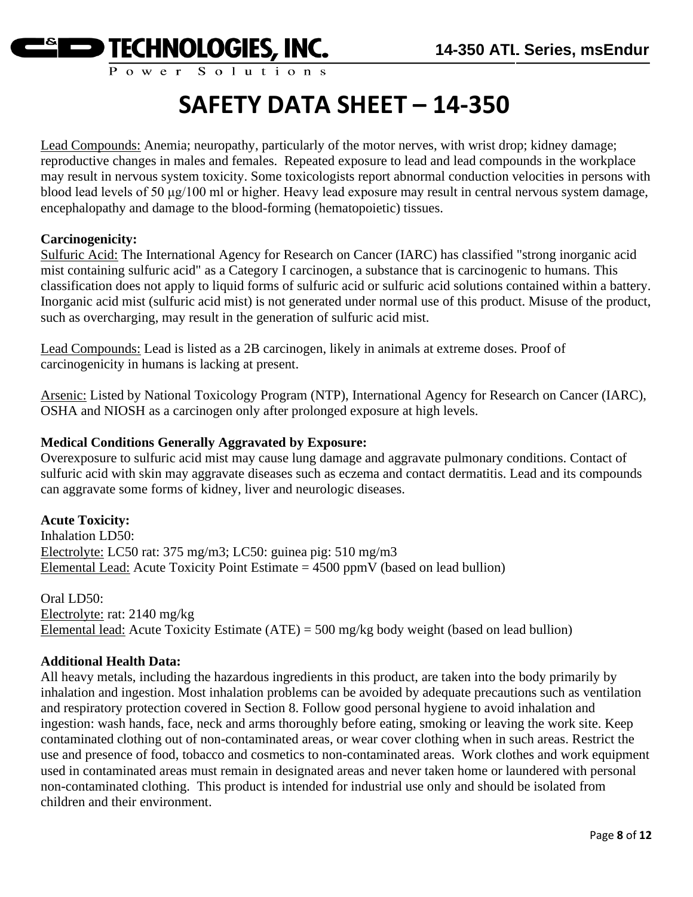# SAFETY DATA SHEET – 14-350

Lead Compounds: Anemia; neuropathy, particularly of the motor nerves, with wrist drop; kidney damage; reproductive changes in males and females. Repeated exposure to lead and lead compounds in the workplace may result in nervous system toxicity. Some toxicologists report abnormal conduction velocities in persons with blood lead levels of 50 μg/100 ml or higher. Heavy lead exposure may result in central nervous system damage, encephalopathy and damage to the blood-forming (hematopoietic) tissues.

**Carcinogenicity:**

Sulfuric Acid: The International Agency for Research on Cancer (IARC) has classified "strong inorganic acid mist containing sulfuric acid" as a Category I carcinogen, a substance that is carcinogenic to humans. This classification does not apply to liquid forms of sulfuric acid or sulfuric acid solutions contained within a battery. Inorganic acid mist (sulfuric acid mist) is not generated under normal use of this product. Misuse of the product, such as overcharging, may result in the generation of sulfuric acid mist.

Lead Compounds: Lead is listed as a 2B carcinogen, likely in animals at extreme doses. Proof of carcinogenicity in humans is lacking at present.

Arsenic: Listed by National Toxicology Program (NTP), International Agency for Research on Cancer (IARC), OSHA and NIOSH as a carcinogen only after prolonged exposure at high levels.

**Medical Conditions Generally Aggravated by Exposure:**

Overexposure to sulfuric acid mist may cause lung damage and aggravate pulmonary conditions. Contact of sulfuric acid with skin may aggravate diseases such as eczema and contact dermatitis. Lead and its compounds can aggravate some forms of kidney, liver and neurologic diseases.

**Acute Toxicity:**

Inhalation LD50:
Electrolyte: LC50 rat: 375 mg/m3; LC50: guinea pig: 510 mg/m3
Elemental Lead: Acute Toxicity Point Estimate = 4500 ppmV (based on lead bullion)

Oral LD50:
Electrolyte: rat: 2140 mg/kg
Elemental lead: Acute Toxicity Estimate (ATE) = 500 mg/kg body weight (based on lead bullion)

**Additional Health Data:**

All heavy metals, including the hazardous ingredients in this product, are taken into the body primarily by inhalation and ingestion. Most inhalation problems can be avoided by adequate precautions such as ventilation and respiratory protection covered in Section 8. Follow good personal hygiene to avoid inhalation and ingestion: wash hands, face, neck and arms thoroughly before eating, smoking or leaving the work site. Keep contaminated clothing out of non-contaminated areas, or wear cover clothing when in such areas. Restrict the use and presence of food, tobacco and cosmetics to non-contaminated areas. Work clothes and work equipment used in contaminated areas must remain in designated areas and never taken home or laundered with personal non-contaminated clothing. This product is intended for industrial use only and should be isolated from children and their environment.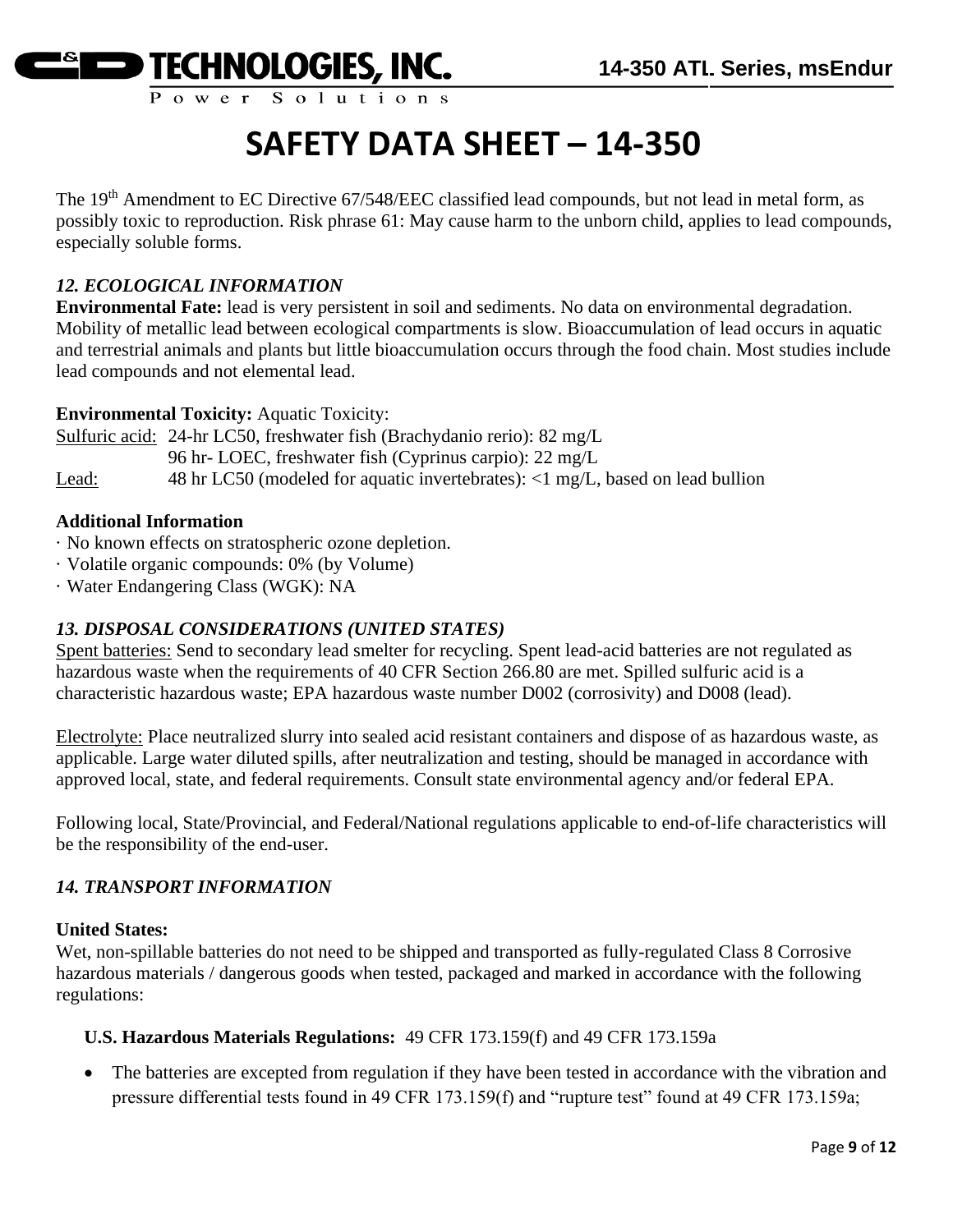# SAFETY DATA SHEET – 14-350

The 19th Amendment to EC Directive 67/548/EEC classified lead compounds, but not lead in metal form, as possibly toxic to reproduction. Risk phrase 61: May cause harm to the unborn child, applies to lead compounds, especially soluble forms.

### *12. ECOLOGICAL INFORMATION*

**Environmental Fate:** lead is very persistent in soil and sediments. No data on environmental degradation. Mobility of metallic lead between ecological compartments is slow. Bioaccumulation of lead occurs in aquatic and terrestrial animals and plants but little bioaccumulation occurs through the food chain. Most studies include lead compounds and not elemental lead.

**Environmental Toxicity:** Aquatic Toxicity:

Sulfuric acid: 24-hr LC50, freshwater fish (Brachydanio rerio): 82 mg/L
96 hr- LOEC, freshwater fish (Cyprinus carpio): 22 mg/L

Lead: 48 hr LC50 (modeled for aquatic invertebrates): <1 mg/L, based on lead bullion

**Additional Information**

· No known effects on stratospheric ozone depletion.
· Volatile organic compounds: 0% (by Volume)
· Water Endangering Class (WGK): NA

### *13. DISPOSAL CONSIDERATIONS (UNITED STATES)*

Spent batteries: Send to secondary lead smelter for recycling. Spent lead-acid batteries are not regulated as hazardous waste when the requirements of 40 CFR Section 266.80 are met. Spilled sulfuric acid is a characteristic hazardous waste; EPA hazardous waste number D002 (corrosivity) and D008 (lead).

Electrolyte: Place neutralized slurry into sealed acid resistant containers and dispose of as hazardous waste, as applicable. Large water diluted spills, after neutralization and testing, should be managed in accordance with approved local, state, and federal requirements. Consult state environmental agency and/or federal EPA.

Following local, State/Provincial, and Federal/National regulations applicable to end-of-life characteristics will be the responsibility of the end-user.

### *14. TRANSPORT INFORMATION*

**United States:**

Wet, non-spillable batteries do not need to be shipped and transported as fully-regulated Class 8 Corrosive hazardous materials / dangerous goods when tested, packaged and marked in accordance with the following regulations:

**U.S. Hazardous Materials Regulations:** 49 CFR 173.159(f) and 49 CFR 173.159a

- The batteries are excepted from regulation if they have been tested in accordance with the vibration and pressure differential tests found in 49 CFR 173.159(f) and "rupture test" found at 49 CFR 173.159a;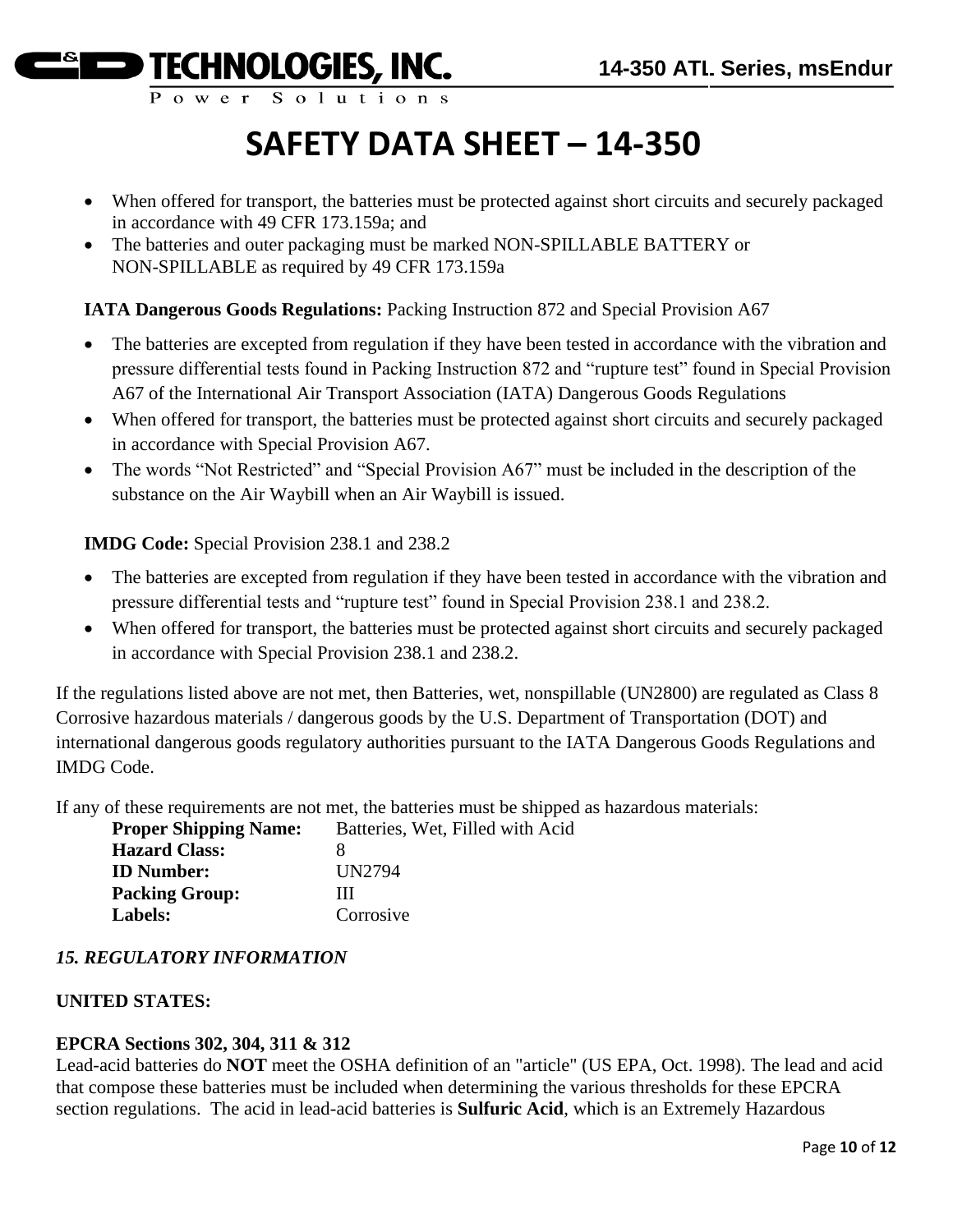# SAFETY DATA SHEET – 14-350

- When offered for transport, the batteries must be protected against short circuits and securely packaged in accordance with 49 CFR 173.159a; and
- The batteries and outer packaging must be marked NON-SPILLABLE BATTERY or NON-SPILLABLE as required by 49 CFR 173.159a

**IATA Dangerous Goods Regulations:** Packing Instruction 872 and Special Provision A67

- The batteries are excepted from regulation if they have been tested in accordance with the vibration and pressure differential tests found in Packing Instruction 872 and "rupture test" found in Special Provision A67 of the International Air Transport Association (IATA) Dangerous Goods Regulations
- When offered for transport, the batteries must be protected against short circuits and securely packaged in accordance with Special Provision A67.
- The words "Not Restricted" and "Special Provision A67" must be included in the description of the substance on the Air Waybill when an Air Waybill is issued.

**IMDG Code:** Special Provision 238.1 and 238.2

- The batteries are excepted from regulation if they have been tested in accordance with the vibration and pressure differential tests and "rupture test" found in Special Provision 238.1 and 238.2.
- When offered for transport, the batteries must be protected against short circuits and securely packaged in accordance with Special Provision 238.1 and 238.2.

If the regulations listed above are not met, then Batteries, wet, nonspillable (UN2800) are regulated as Class 8 Corrosive hazardous materials / dangerous goods by the U.S. Department of Transportation (DOT) and international dangerous goods regulatory authorities pursuant to the IATA Dangerous Goods Regulations and IMDG Code.

If any of these requirements are not met, the batteries must be shipped as hazardous materials:

**Proper Shipping Name:** Batteries, Wet, Filled with Acid
**Hazard Class:** 8
**ID Number:** UN2794
**Packing Group:** III
**Labels:** Corrosive

## *15. REGULATORY INFORMATION*

**UNITED STATES:**

**EPCRA Sections 302, 304, 311 & 312**
Lead-acid batteries do **NOT** meet the OSHA definition of an "article" (US EPA, Oct. 1998). The lead and acid that compose these batteries must be included when determining the various thresholds for these EPCRA section regulations. The acid in lead-acid batteries is **Sulfuric Acid**, which is an Extremely Hazardous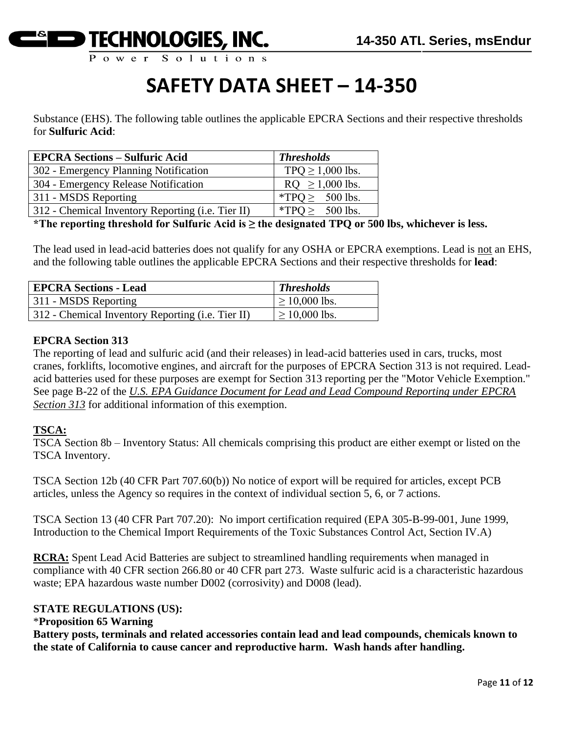# SAFETY DATA SHEET – 14-350

Substance (EHS). The following table outlines the applicable EPCRA Sections and their respective thresholds for **Sulfuric Acid**:

| **EPCRA Sections – Sulfuric Acid** | ***Thresholds*** |
|---|---|
| 302 - Emergency Planning Notification | TPQ ≥ 1,000 lbs. |
| 304 - Emergency Release Notification | RQ ≥ 1,000 lbs. |
| 311 - MSDS Reporting | *TPQ ≥ 500 lbs. |
| 312 - Chemical Inventory Reporting (i.e. Tier II) | *TPQ ≥ 500 lbs. |

***The reporting threshold for Sulfuric Acid is ≥ the designated TPQ or 500 lbs, whichever is less.**

The lead used in lead-acid batteries does not qualify for any OSHA or EPCRA exemptions. Lead is not an EHS, and the following table outlines the applicable EPCRA Sections and their respective thresholds for **lead**:

| **EPCRA Sections - Lead** | ***Thresholds*** |
|---|---|
| 311 - MSDS Reporting | ≥ 10,000 lbs. |
| 312 - Chemical Inventory Reporting (i.e. Tier II) | ≥ 10,000 lbs. |

**EPCRA Section 313**

The reporting of lead and sulfuric acid (and their releases) in lead-acid batteries used in cars, trucks, most cranes, forklifts, locomotive engines, and aircraft for the purposes of EPCRA Section 313 is not required. Lead-acid batteries used for these purposes are exempt for Section 313 reporting per the "Motor Vehicle Exemption." See page B-22 of the *U.S. EPA Guidance Document for Lead and Lead Compound Reporting under EPCRA Section 313* for additional information of this exemption.

**TSCA:**

TSCA Section 8b – Inventory Status: All chemicals comprising this product are either exempt or listed on the TSCA Inventory.

TSCA Section 12b (40 CFR Part 707.60(b)) No notice of export will be required for articles, except PCB articles, unless the Agency so requires in the context of individual section 5, 6, or 7 actions.

TSCA Section 13 (40 CFR Part 707.20): No import certification required (EPA 305-B-99-001, June 1999, Introduction to the Chemical Import Requirements of the Toxic Substances Control Act, Section IV.A)

**RCRA:** Spent Lead Acid Batteries are subject to streamlined handling requirements when managed in compliance with 40 CFR section 266.80 or 40 CFR part 273. Waste sulfuric acid is a characteristic hazardous waste; EPA hazardous waste number D002 (corrosivity) and D008 (lead).

**STATE REGULATIONS (US):**

***Proposition 65 Warning**

**Battery posts, terminals and related accessories contain lead and lead compounds, chemicals known to the state of California to cause cancer and reproductive harm. Wash hands after handling.**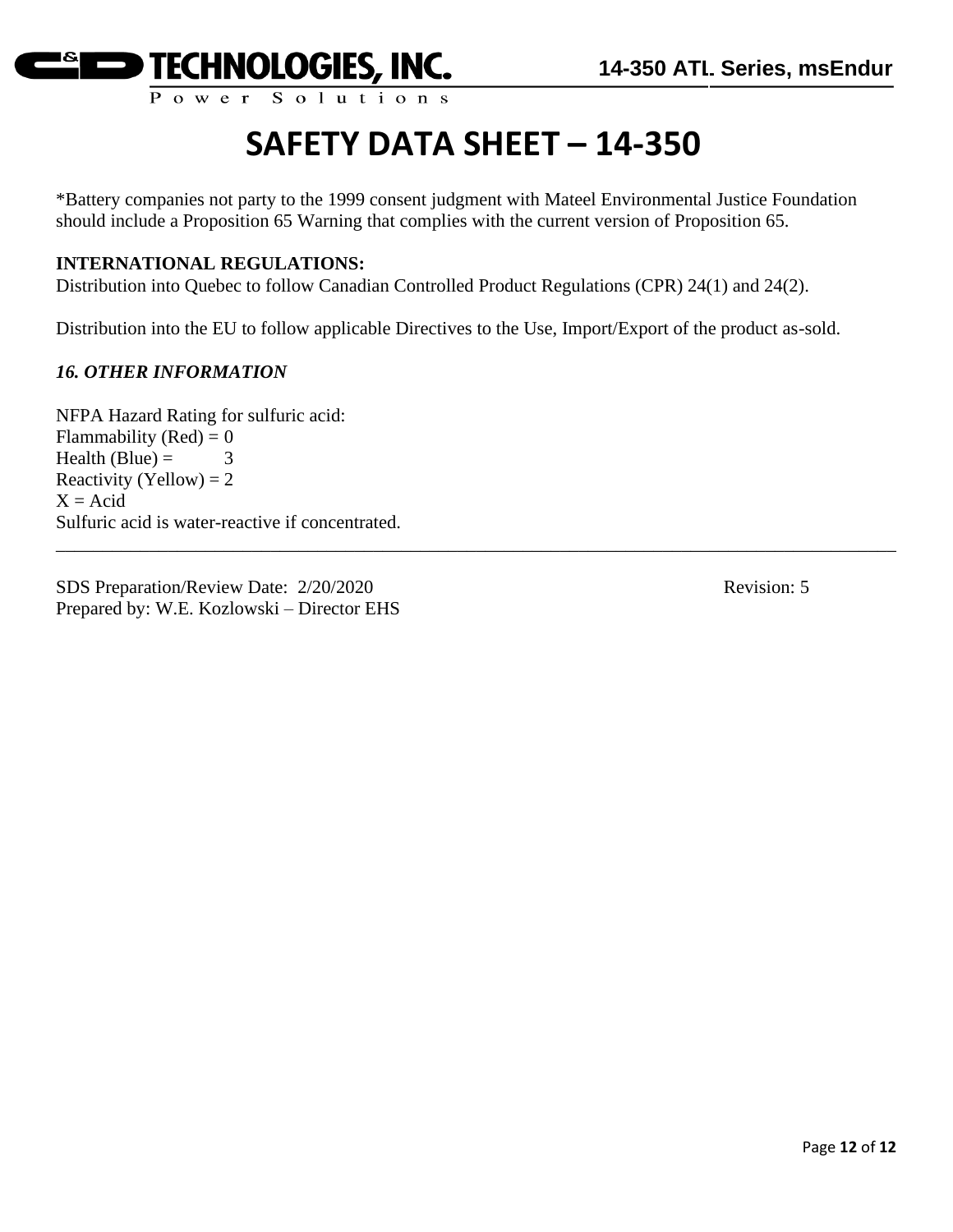# SAFETY DATA SHEET – 14-350

*Battery companies not party to the 1999 consent judgment with Mateel Environmental Justice Foundation should include a Proposition 65 Warning that complies with the current version of Proposition 65.

**INTERNATIONAL REGULATIONS:**
Distribution into Quebec to follow Canadian Controlled Product Regulations (CPR) 24(1) and 24(2).

Distribution into the EU to follow applicable Directives to the Use, Import/Export of the product as-sold.

***16. OTHER INFORMATION***

NFPA Hazard Rating for sulfuric acid:
Flammability (Red) = 0
Health (Blue) = 3
Reactivity (Yellow) = 2
X = Acid
Sulfuric acid is water-reactive if concentrated.

---

SDS Preparation/Review Date: 2/20/2020 Revision: 5
Prepared by: W.E. Kozlowski – Director EHS